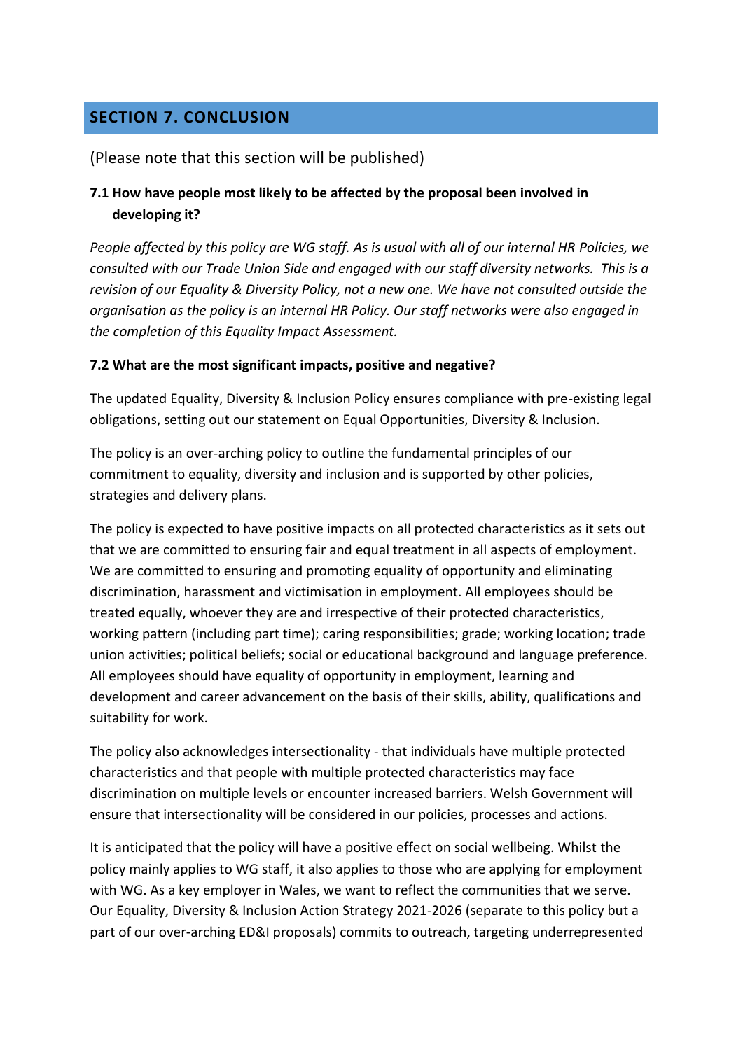## SECTION 7. CONCLUSION

(Please note that this section will be published)

### 7.1 How have people most likely to be affected by the proposal been involved in developing it?

*People affected by this policy are WG staff. As is usual with all of our internal HR Policies, we consulted with our Trade Union Side and engaged with our staff diversity networks. This is a revision of our Equality & Diversity Policy, not a new one. We have not consulted outside the organisation as the policy is an internal HR Policy. Our staff networks were also engaged in the completion of this Equality Impact Assessment.*

### 7.2 What are the most significant impacts, positive and negative?

The updated Equality, Diversity & Inclusion Policy ensures compliance with pre-existing legal obligations, setting out our statement on Equal Opportunities, Diversity & Inclusion.

The policy is an over-arching policy to outline the fundamental principles of our commitment to equality, diversity and inclusion and is supported by other policies, strategies and delivery plans.

The policy is expected to have positive impacts on all protected characteristics as it sets out that we are committed to ensuring fair and equal treatment in all aspects of employment. We are committed to ensuring and promoting equality of opportunity and eliminating discrimination, harassment and victimisation in employment. All employees should be treated equally, whoever they are and irrespective of their protected characteristics, working pattern (including part time); caring responsibilities; grade; working location; trade union activities; political beliefs; social or educational background and language preference. All employees should have equality of opportunity in employment, learning and development and career advancement on the basis of their skills, ability, qualifications and suitability for work.

The policy also acknowledges intersectionality - that individuals have multiple protected characteristics and that people with multiple protected characteristics may face discrimination on multiple levels or encounter increased barriers. Welsh Government will ensure that intersectionality will be considered in our policies, processes and actions.

It is anticipated that the policy will have a positive effect on social wellbeing. Whilst the policy mainly applies to WG staff, it also applies to those who are applying for employment with WG. As a key employer in Wales, we want to reflect the communities that we serve. Our Equality, Diversity & Inclusion Action Strategy 2021-2026 (separate to this policy but a part of our over-arching ED&I proposals) commits to outreach, targeting underrepresented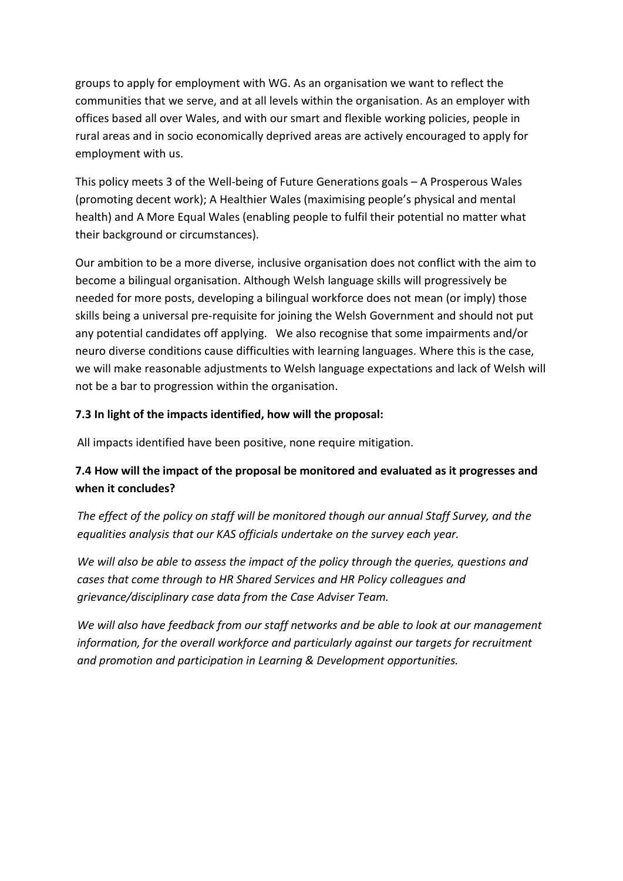groups to apply for employment with WG. As an organisation we want to reflect the communities that we serve, and at all levels within the organisation. As an employer with offices based all over Wales, and with our smart and flexible working policies, people in rural areas and in socio economically deprived areas are actively encouraged to apply for employment with us.

This policy meets 3 of the Well-being of Future Generations goals – A Prosperous Wales (promoting decent work); A Healthier Wales (maximising people's physical and mental health) and A More Equal Wales (enabling people to fulfil their potential no matter what their background or circumstances).

Our ambition to be a more diverse, inclusive organisation does not conflict with the aim to become a bilingual organisation. Although Welsh language skills will progressively be needed for more posts, developing a bilingual workforce does not mean (or imply) those skills being a universal pre-requisite for joining the Welsh Government and should not put any potential candidates off applying. We also recognise that some impairments and/or neuro diverse conditions cause difficulties with learning languages. Where this is the case, we will make reasonable adjustments to Welsh language expectations and lack of Welsh will not be a bar to progression within the organisation.

**7.3 In light of the impacts identified, how will the proposal:**

All impacts identified have been positive, none require mitigation.

**7.4 How will the impact of the proposal be monitored and evaluated as it progresses and when it concludes?**

*The effect of the policy on staff will be monitored though our annual Staff Survey, and the equalities analysis that our KAS officials undertake on the survey each year.*

*We will also be able to assess the impact of the policy through the queries, questions and cases that come through to HR Shared Services and HR Policy colleagues and grievance/disciplinary case data from the Case Adviser Team.*

*We will also have feedback from our staff networks and be able to look at our management information, for the overall workforce and particularly against our targets for recruitment and promotion and participation in Learning & Development opportunities.*